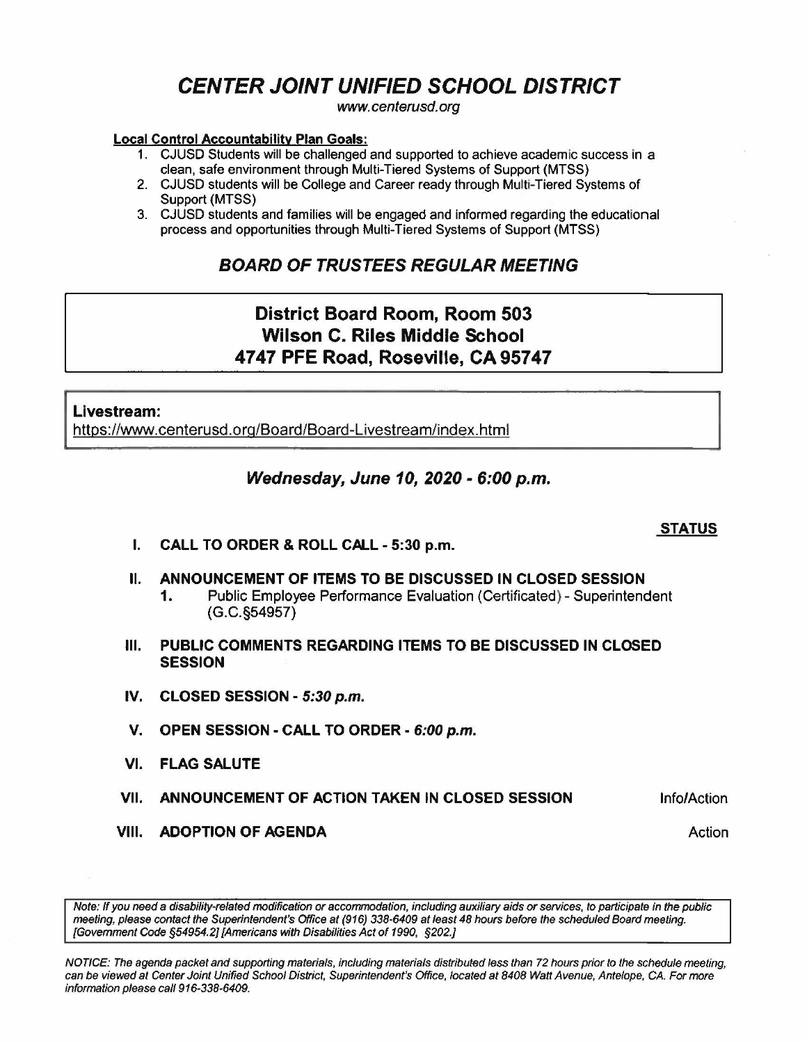# *CENTER JOINT UNIFIED SCHOOL DISTRICT*

*www.centerusd.org*

**Local Control Accountability Plan Goals:**

1. CJUSD Students will be challenged and supported to achieve academic success in a clean, safe environment through Multi-Tiered Systems of Support (MTSS)
2. CJUSD students will be College and Career ready through Multi-Tiered Systems of Support (MTSS)
3. CJUSD students and families will be engaged and informed regarding the educational process and opportunities through Multi-Tiered Systems of Support (MTSS)

## *BOARD OF TRUSTEES REGULAR MEETING*

**District Board Room, Room 503**
**Wilson C. Riles Middle School**
**4747 PFE Road, Roseville, CA 95747**

**Livestream:**
https://www.centerusd.org/Board/Board-Livestream/index.html

### *Wednesday, June 10, 2020 - 6:00 p.m.*

**STATUS**

**I. CALL TO ORDER & ROLL CALL - 5:30 p.m.**

**II. ANNOUNCEMENT OF ITEMS TO BE DISCUSSED IN CLOSED SESSION**

1. Public Employee Performance Evaluation (Certificated) - Superintendent (G.C.§54957)

**III. PUBLIC COMMENTS REGARDING ITEMS TO BE DISCUSSED IN CLOSED SESSION**

**IV. CLOSED SESSION - *5:30 p.m.***

**V. OPEN SESSION - CALL TO ORDER - *6:00 p.m.***

**VI. FLAG SALUTE**

**VII. ANNOUNCEMENT OF ACTION TAKEN IN CLOSED SESSION** — Info/Action

**VIII. ADOPTION OF AGENDA** — Action

*Note: If you need a disability-related modification or accommodation, including auxiliary aids or services, to participate in the public meeting, please contact the Superintendent's Office at (916) 338-6409 at least 48 hours before the scheduled Board meeting. [Government Code §54954.2] [Americans with Disabilities Act of 1990, §202.]*

*NOTICE: The agenda packet and supporting materials, including materials distributed less than 72 hours prior to the schedule meeting, can be viewed at Center Joint Unified School District, Superintendent's Office, located at 8408 Watt Avenue, Antelope, CA. For more information please call 916-338-6409.*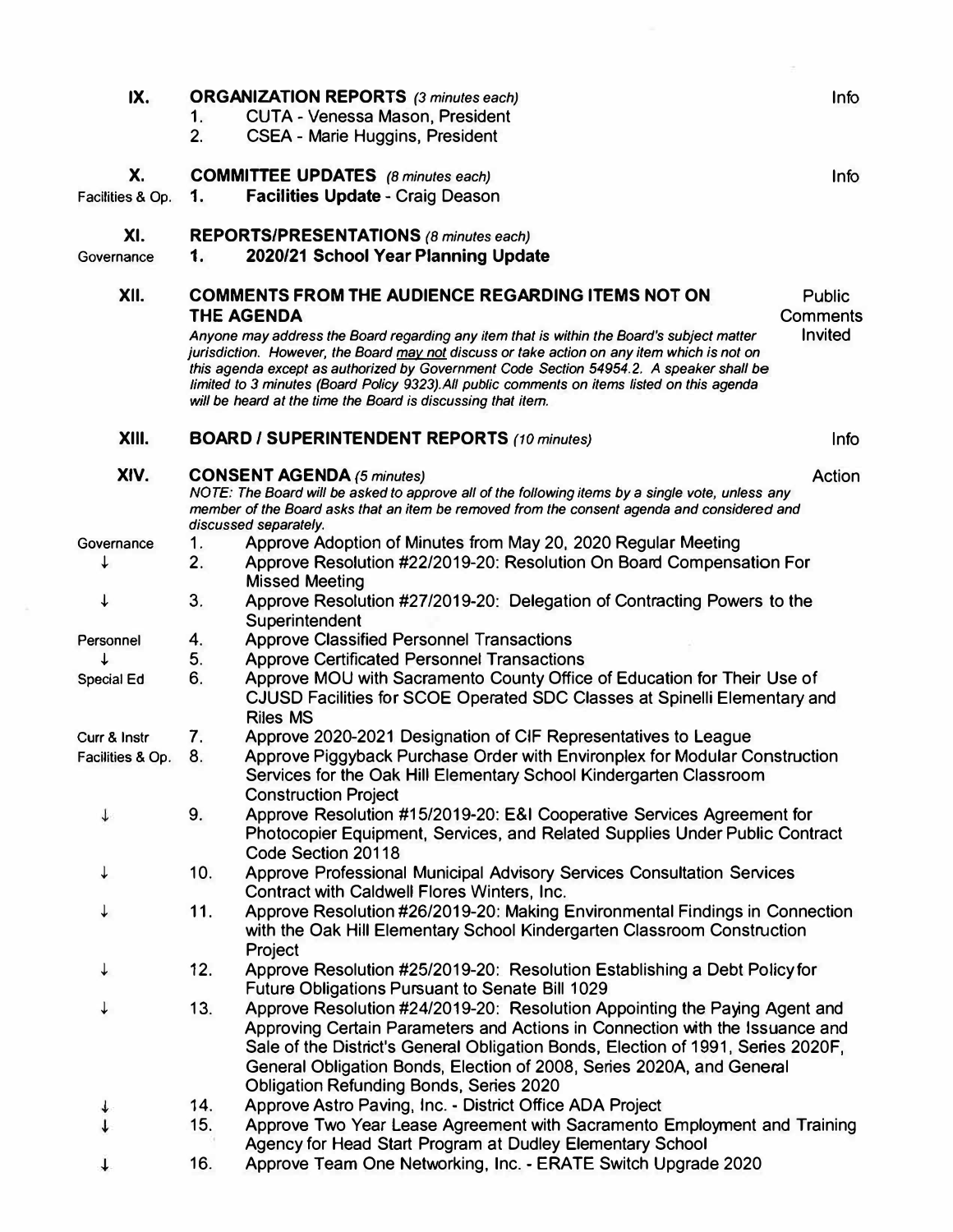**IX. ORGANIZATION REPORTS** *(3 minutes each)* — Info

1. CUTA - Venessa Mason, President
2. CSEA - Marie Huggins, President

**X. COMMITTEE UPDATES** *(8 minutes each)* — Info

Facilities & Op. 1. **Facilities Update** - Craig Deason

**XI. REPORTS/PRESENTATIONS** *(8 minutes each)*

Governance 1. **2020/21 School Year Planning Update**

**XII. COMMENTS FROM THE AUDIENCE REGARDING ITEMS NOT ON THE AGENDA** — Public Comments Invited

*Anyone may address the Board regarding any item that is within the Board's subject matter jurisdiction. However, the Board may not discuss or take action on any item which is not on this agenda except as authorized by Government Code Section 54954.2. A speaker shall be limited to 3 minutes (Board Policy 9323).All public comments on items listed on this agenda will be heard at the time the Board is discussing that item.*

**XIII. BOARD / SUPERINTENDENT REPORTS** *(10 minutes)* — Info

**XIV. CONSENT AGENDA** *(5 minutes)* — Action

*NOTE: The Board will be asked to approve all of the following items by a single vote, unless any member of the Board asks that an item be removed from the consent agenda and considered and discussed separately.*

Governance
1. Approve Adoption of Minutes from May 20, 2020 Regular Meeting
2. Approve Resolution #22/2019-20: Resolution On Board Compensation For Missed Meeting
3. Approve Resolution #27/2019-20: Delegation of Contracting Powers to the Superintendent

Personnel
4. Approve Classified Personnel Transactions
5. Approve Certificated Personnel Transactions

Special Ed
6. Approve MOU with Sacramento County Office of Education for Their Use of CJUSD Facilities for SCOE Operated SDC Classes at Spinelli Elementary and Riles MS

Curr & Instr
7. Approve 2020-2021 Designation of CIF Representatives to League

Facilities & Op.
8. Approve Piggyback Purchase Order with Environplex for Modular Construction Services for the Oak Hill Elementary School Kindergarten Classroom Construction Project
9. Approve Resolution #15/2019-20: E&I Cooperative Services Agreement for Photocopier Equipment, Services, and Related Supplies Under Public Contract Code Section 20118
10. Approve Professional Municipal Advisory Services Consultation Services Contract with Caldwell Flores Winters, Inc.
11. Approve Resolution #26/2019-20: Making Environmental Findings in Connection with the Oak Hill Elementary School Kindergarten Classroom Construction Project
12. Approve Resolution #25/2019-20: Resolution Establishing a Debt Policy for Future Obligations Pursuant to Senate Bill 1029
13. Approve Resolution #24/2019-20: Resolution Appointing the Paying Agent and Approving Certain Parameters and Actions in Connection with the Issuance and Sale of the District's General Obligation Bonds, Election of 1991, Series 2020F, General Obligation Bonds, Election of 2008, Series 2020A, and General Obligation Refunding Bonds, Series 2020
14. Approve Astro Paving, Inc. - District Office ADA Project
15. Approve Two Year Lease Agreement with Sacramento Employment and Training Agency for Head Start Program at Dudley Elementary School
16. Approve Team One Networking, Inc. - ERATE Switch Upgrade 2020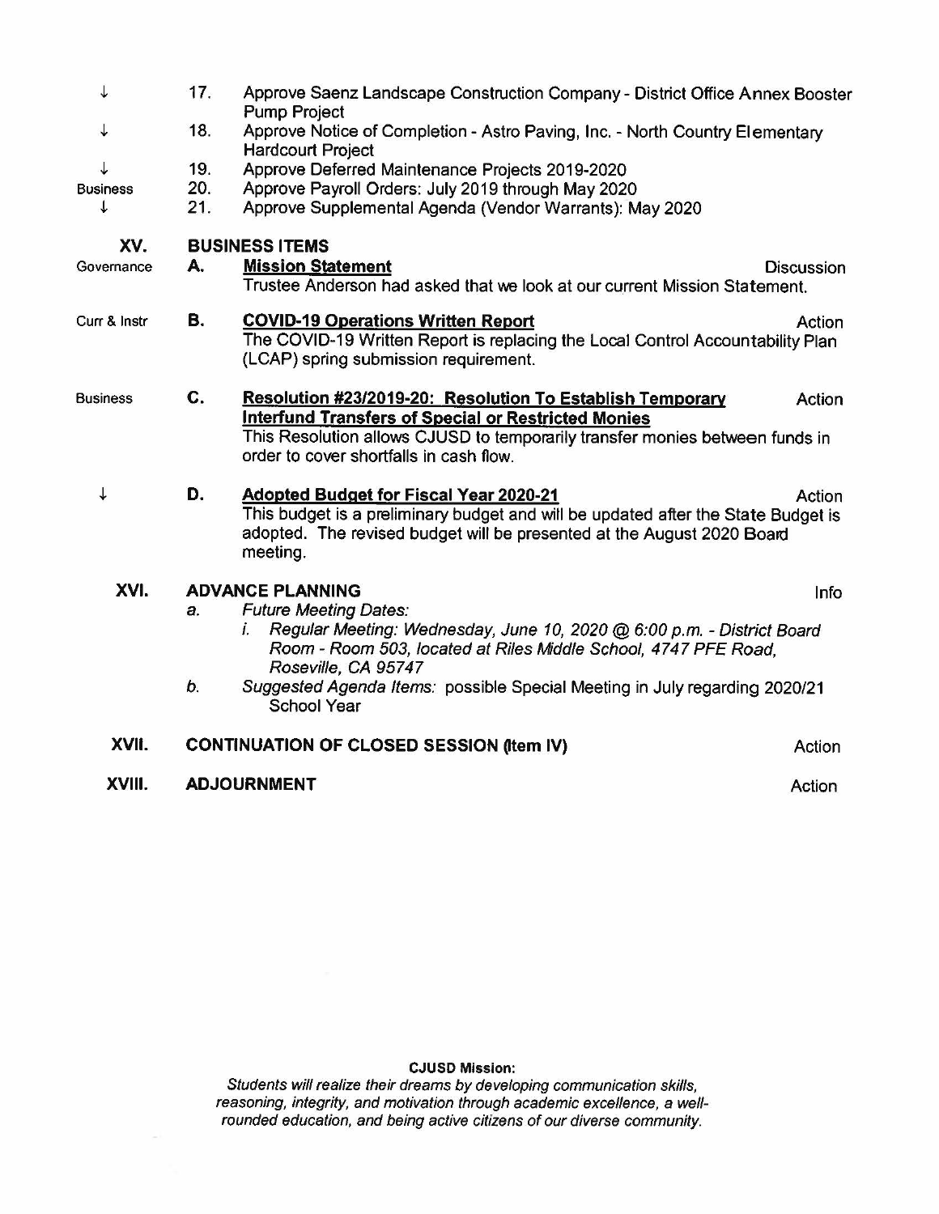| | | |
|---|---|---|
| ↓ | 17. | Approve Saenz Landscape Construction Company - District Office Annex Booster Pump Project |
| ↓ | 18. | Approve Notice of Completion - Astro Paving, Inc. - North Country Elementary Hardcourt Project |
| ↓ | 19. | Approve Deferred Maintenance Projects 2019-2020 |
| Business | 20. | Approve Payroll Orders: July 2019 through May 2020 |
| ↓ | 21. | Approve Supplemental Agenda (Vendor Warrants): May 2020 |

## XV. BUSINESS ITEMS

Governance — **A. Mission Statement** — Discussion

Trustee Anderson had asked that we look at our current Mission Statement.

Curr & Instr — **B. COVID-19 Operations Written Report** — Action

The COVID-19 Written Report is replacing the Local Control Accountability Plan (LCAP) spring submission requirement.

Business — **C. Resolution #23/2019-20: Resolution To Establish Temporary Interfund Transfers of Special or Restricted Monies** — Action

This Resolution allows CJUSD to temporarily transfer monies between funds in order to cover shortfalls in cash flow.

↓ — **D. Adopted Budget for Fiscal Year 2020-21** — Action

This budget is a preliminary budget and will be updated after the State Budget is adopted. The revised budget will be presented at the August 2020 Board meeting.

## XVI. ADVANCE PLANNING — Info

a. *Future Meeting Dates:*
   i. *Regular Meeting: Wednesday, June 10, 2020 @ 6:00 p.m. - District Board Room - Room 503, located at Riles Middle School, 4747 PFE Road, Roseville, CA 95747*

b. *Suggested Agenda Items:* possible Special Meeting in July regarding 2020/21 School Year

## XVII. CONTINUATION OF CLOSED SESSION (Item IV) — Action

## XVIII. ADJOURNMENT — Action

**CJUSD Mission:**

*Students will realize their dreams by developing communication skills, reasoning, integrity, and motivation through academic excellence, a well-rounded education, and being active citizens of our diverse community.*